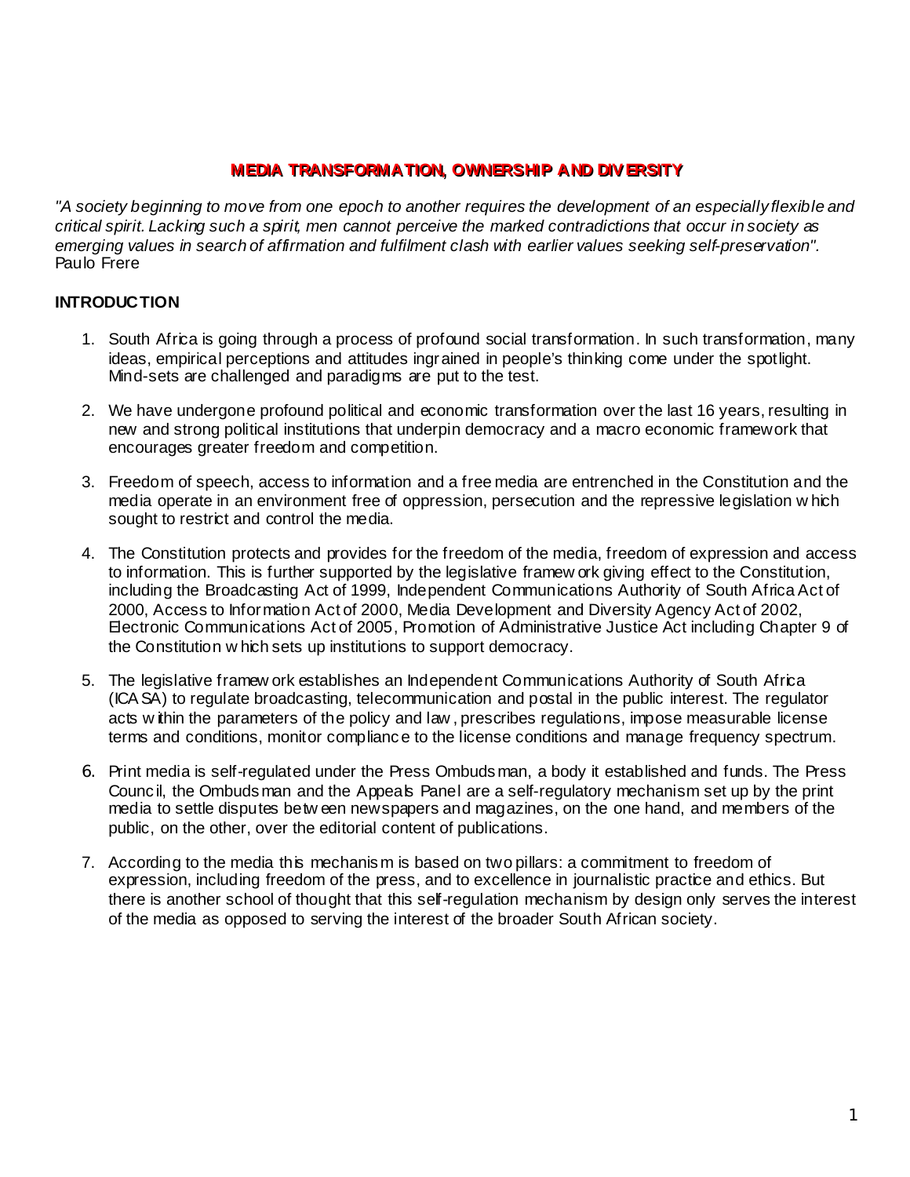# MEDIA TRANSFORMATION, OWNERSHIP AND DIVERSITY

*"A society beginning to move from one epoch to another requires the development of an especially flexible and critical spirit. Lacking such a spirit, men cannot perceive the marked contradictions that occur in society as emerging values in search of affirmation and fulfilment clash with earlier values seeking self-preservation".*
Paulo Frere

## INTRODUCTION

1. South Africa is going through a process of profound social transformation. In such transformation, many ideas, empirical perceptions and attitudes ingrained in people's thinking come under the spotlight. Mind-sets are challenged and paradigms are put to the test.

2. We have undergone profound political and economic transformation over the last 16 years, resulting in new and strong political institutions that underpin democracy and a macro economic framework that encourages greater freedom and competition.

3. Freedom of speech, access to information and a free media are entrenched in the Constitution and the media operate in an environment free of oppression, persecution and the repressive legislation which sought to restrict and control the media.

4. The Constitution protects and provides for the freedom of the media, freedom of expression and access to information. This is further supported by the legislative framework giving effect to the Constitution, including the Broadcasting Act of 1999, Independent Communications Authority of South Africa Act of 2000, Access to Information Act of 2000, Media Development and Diversity Agency Act of 2002, Electronic Communications Act of 2005, Promotion of Administrative Justice Act including Chapter 9 of the Constitution which sets up institutions to support democracy.

5. The legislative framework establishes an Independent Communications Authority of South Africa (ICASA) to regulate broadcasting, telecommunication and postal in the public interest. The regulator acts within the parameters of the policy and law, prescribes regulations, impose measurable license terms and conditions, monitor compliance to the license conditions and manage frequency spectrum.

6. Print media is self-regulated under the Press Ombudsman, a body it established and funds. The Press Council, the Ombudsman and the Appeals Panel are a self-regulatory mechanism set up by the print media to settle disputes between newspapers and magazines, on the one hand, and members of the public, on the other, over the editorial content of publications.

7. According to the media this mechanism is based on two pillars: a commitment to freedom of expression, including freedom of the press, and to excellence in journalistic practice and ethics. But there is another school of thought that this self-regulation mechanism by design only serves the interest of the media as opposed to serving the interest of the broader South African society.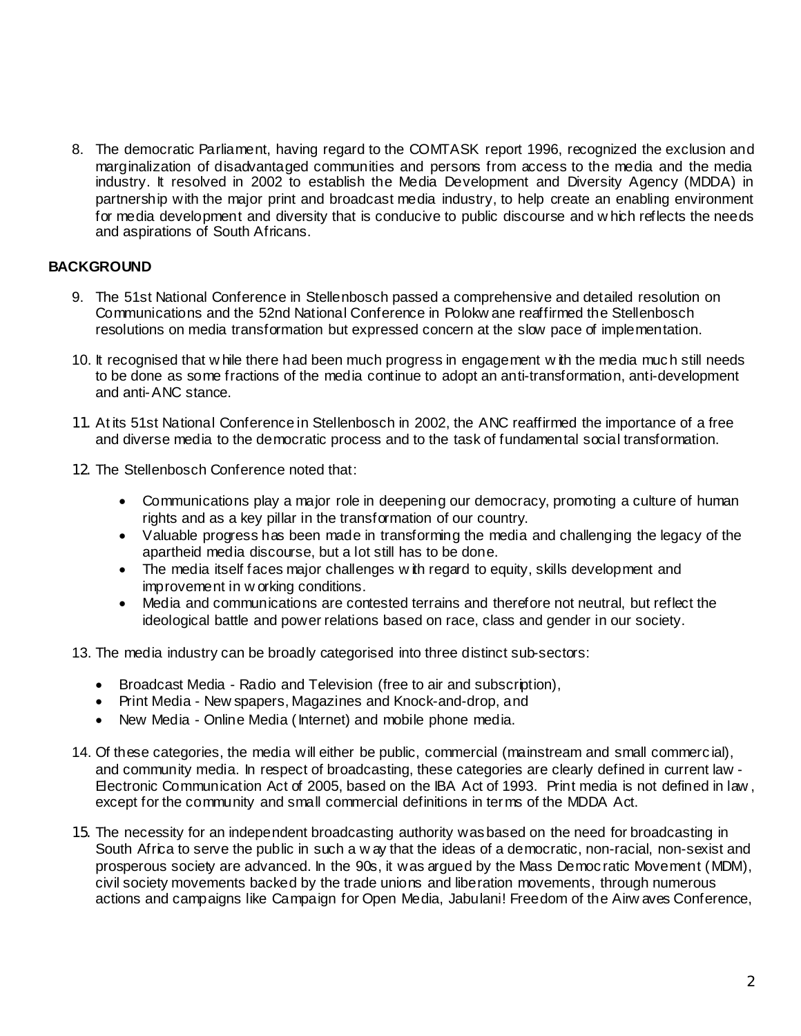8. The democratic Parliament, having regard to the COMTASK report 1996, recognized the exclusion and marginalization of disadvantaged communities and persons from access to the media and the media industry. It resolved in 2002 to establish the Media Development and Diversity Agency (MDDA) in partnership with the major print and broadcast media industry, to help create an enabling environment for media development and diversity that is conducive to public discourse and which reflects the needs and aspirations of South Africans.

**BACKGROUND**

9. The 51st National Conference in Stellenbosch passed a comprehensive and detailed resolution on Communications and the 52nd National Conference in Polokwane reaffirmed the Stellenbosch resolutions on media transformation but expressed concern at the slow pace of implementation.

10. It recognised that while there had been much progress in engagement with the media much still needs to be done as some fractions of the media continue to adopt an anti-transformation, anti-development and anti-ANC stance.

11. At its 51st National Conference in Stellenbosch in 2002, the ANC reaffirmed the importance of a free and diverse media to the democratic process and to the task of fundamental social transformation.

12. The Stellenbosch Conference noted that:

    - Communications play a major role in deepening our democracy, promoting a culture of human rights and as a key pillar in the transformation of our country.
    - Valuable progress has been made in transforming the media and challenging the legacy of the apartheid media discourse, but a lot still has to be done.
    - The media itself faces major challenges with regard to equity, skills development and improvement in working conditions.
    - Media and communications are contested terrains and therefore not neutral, but reflect the ideological battle and power relations based on race, class and gender in our society.

13. The media industry can be broadly categorised into three distinct sub-sectors:

    - Broadcast Media - Radio and Television (free to air and subscription),
    - Print Media - Newspapers, Magazines and Knock-and-drop, and
    - New Media - Online Media (Internet) and mobile phone media.

14. Of these categories, the media will either be public, commercial (mainstream and small commercial), and community media. In respect of broadcasting, these categories are clearly defined in current law - Electronic Communication Act of 2005, based on the IBA Act of 1993. Print media is not defined in law, except for the community and small commercial definitions in terms of the MDDA Act.

15. The necessity for an independent broadcasting authority was based on the need for broadcasting in South Africa to serve the public in such a way that the ideas of a democratic, non-racial, non-sexist and prosperous society are advanced. In the 90s, it was argued by the Mass Democratic Movement (MDM), civil society movements backed by the trade unions and liberation movements, through numerous actions and campaigns like Campaign for Open Media, Jabulani! Freedom of the Airwaves Conference,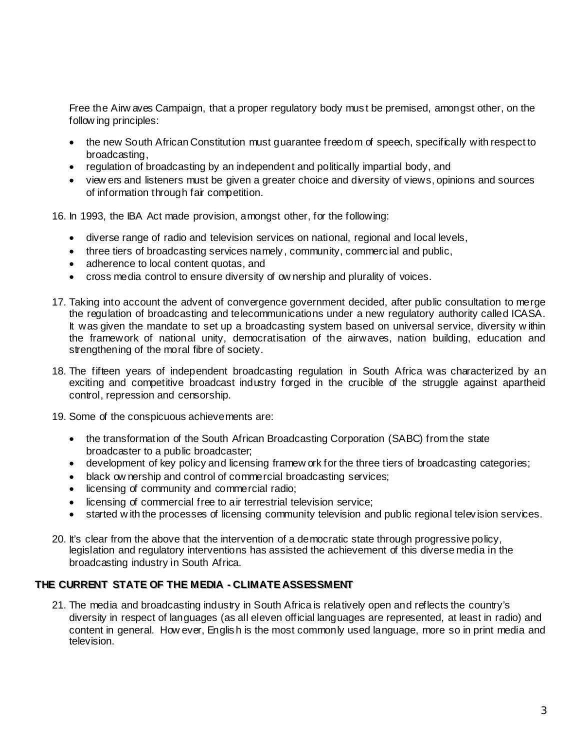Free the Airwaves Campaign, that a proper regulatory body must be premised, amongst other, on the following principles:

- the new South African Constitution must guarantee freedom of speech, specifically with respect to broadcasting,
- regulation of broadcasting by an independent and politically impartial body, and
- viewers and listeners must be given a greater choice and diversity of views, opinions and sources of information through fair competition.

16. In 1993, the IBA Act made provision, amongst other, for the following:

    - diverse range of radio and television services on national, regional and local levels,
    - three tiers of broadcasting services namely, community, commercial and public,
    - adherence to local content quotas, and
    - cross media control to ensure diversity of ownership and plurality of voices.

17. Taking into account the advent of convergence government decided, after public consultation to merge the regulation of broadcasting and telecommunications under a new regulatory authority called ICASA. It was given the mandate to set up a broadcasting system based on universal service, diversity within the framework of national unity, democratisation of the airwaves, nation building, education and strengthening of the moral fibre of society.

18. The fifteen years of independent broadcasting regulation in South Africa was characterized by an exciting and competitive broadcast industry forged in the crucible of the struggle against apartheid control, repression and censorship.

19. Some of the conspicuous achievements are:

    - the transformation of the South African Broadcasting Corporation (SABC) from the state broadcaster to a public broadcaster;
    - development of key policy and licensing framework for the three tiers of broadcasting categories;
    - black ownership and control of commercial broadcasting services;
    - licensing of community and commercial radio;
    - licensing of commercial free to air terrestrial television service;
    - started with the processes of licensing community television and public regional television services.

20. It's clear from the above that the intervention of a democratic state through progressive policy, legislation and regulatory interventions has assisted the achievement of this diverse media in the broadcasting industry in South Africa.

## THE CURRENT STATE OF THE MEDIA - CLIMATE ASSESSMENT

21. The media and broadcasting industry in South Africa is relatively open and reflects the country's diversity in respect of languages (as all eleven official languages are represented, at least in radio) and content in general. However, English is the most commonly used language, more so in print media and television.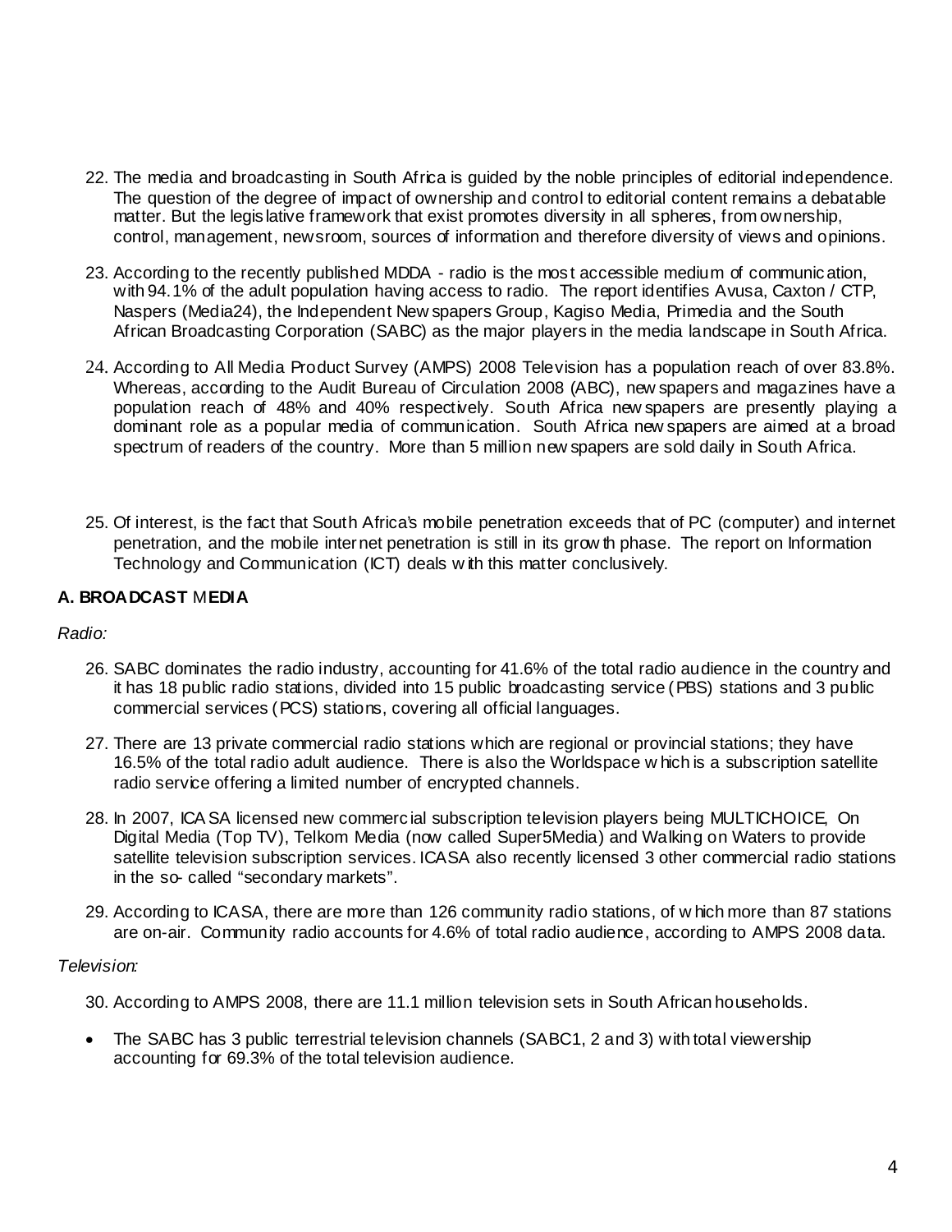22. The media and broadcasting in South Africa is guided by the noble principles of editorial independence. The question of the degree of impact of ownership and control to editorial content remains a debatable matter. But the legislative framework that exist promotes diversity in all spheres, from ownership, control, management, newsroom, sources of information and therefore diversity of views and opinions.

23. According to the recently published MDDA - radio is the most accessible medium of communication, with 94.1% of the adult population having access to radio. The report identifies Avusa, Caxton / CTP, Naspers (Media24), the Independent Newspapers Group, Kagiso Media, Primedia and the South African Broadcasting Corporation (SABC) as the major players in the media landscape in South Africa.

24. According to All Media Product Survey (AMPS) 2008 Television has a population reach of over 83.8%. Whereas, according to the Audit Bureau of Circulation 2008 (ABC), newspapers and magazines have a population reach of 48% and 40% respectively. South Africa newspapers are presently playing a dominant role as a popular media of communication. South Africa newspapers are aimed at a broad spectrum of readers of the country. More than 5 million newspapers are sold daily in South Africa.

25. Of interest, is the fact that South Africa's mobile penetration exceeds that of PC (computer) and internet penetration, and the mobile internet penetration is still in its growth phase. The report on Information Technology and Communication (ICT) deals with this matter conclusively.

**A. BROADCAST MEDIA**

*Radio:*

26. SABC dominates the radio industry, accounting for 41.6% of the total radio audience in the country and it has 18 public radio stations, divided into 15 public broadcasting service (PBS) stations and 3 public commercial services (PCS) stations, covering all official languages.

27. There are 13 private commercial radio stations which are regional or provincial stations; they have 16.5% of the total radio adult audience. There is also the Worldspace which is a subscription satellite radio service offering a limited number of encrypted channels.

28. In 2007, ICASA licensed new commercial subscription television players being MULTICHOICE, On Digital Media (Top TV), Telkom Media (now called Super5Media) and Walking on Waters to provide satellite television subscription services. ICASA also recently licensed 3 other commercial radio stations in the so- called "secondary markets".

29. According to ICASA, there are more than 126 community radio stations, of which more than 87 stations are on-air. Community radio accounts for 4.6% of total radio audience, according to AMPS 2008 data.

*Television:*

30. According to AMPS 2008, there are 11.1 million television sets in South African households.

- The SABC has 3 public terrestrial television channels (SABC1, 2 and 3) with total viewership accounting for 69.3% of the total television audience.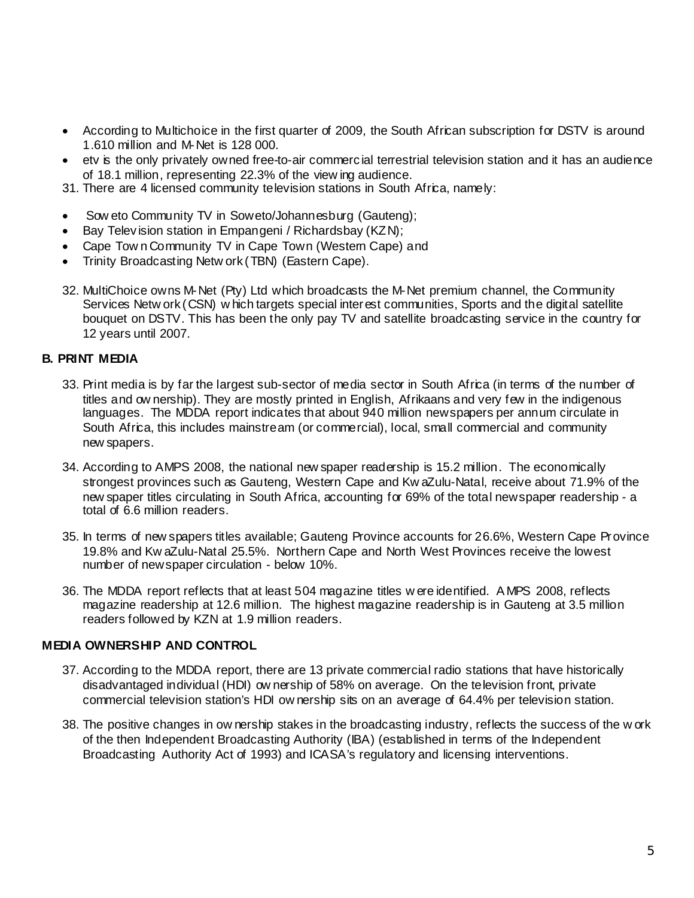- According to Multichoice in the first quarter of 2009, the South African subscription for DSTV is around 1.610 million and M-Net is 128 000.
- etv is the only privately owned free-to-air commercial terrestrial television station and it has an audience of 18.1 million, representing 22.3% of the viewing audience.

31. There are 4 licensed community television stations in South Africa, namely:

- Soweto Community TV in Soweto/Johannesburg (Gauteng);
- Bay Television station in Empangeni / Richardsbay (KZN);
- Cape Town Community TV in Cape Town (Western Cape) and
- Trinity Broadcasting Network (TBN) (Eastern Cape).

32. MultiChoice owns M-Net (Pty) Ltd which broadcasts the M-Net premium channel, the Community Services Network (CSN) which targets special interest communities, Sports and the digital satellite bouquet on DSTV. This has been the only pay TV and satellite broadcasting service in the country for 12 years until 2007.

**B. PRINT MEDIA**

33. Print media is by far the largest sub-sector of media sector in South Africa (in terms of the number of titles and ownership). They are mostly printed in English, Afrikaans and very few in the indigenous languages. The MDDA report indicates that about 940 million newspapers per annum circulate in South Africa, this includes mainstream (or commercial), local, small commercial and community newspapers.

34. According to AMPS 2008, the national newspaper readership is 15.2 million. The economically strongest provinces such as Gauteng, Western Cape and KwaZulu-Natal, receive about 71.9% of the newspaper titles circulating in South Africa, accounting for 69% of the total newspaper readership - a total of 6.6 million readers.

35. In terms of newspapers titles available; Gauteng Province accounts for 26.6%, Western Cape Province 19.8% and KwaZulu-Natal 25.5%. Northern Cape and North West Provinces receive the lowest number of newspaper circulation - below 10%.

36. The MDDA report reflects that at least 504 magazine titles were identified. AMPS 2008, reflects magazine readership at 12.6 million. The highest magazine readership is in Gauteng at 3.5 million readers followed by KZN at 1.9 million readers.

**MEDIA OWNERSHIP AND CONTROL**

37. According to the MDDA report, there are 13 private commercial radio stations that have historically disadvantaged individual (HDI) ownership of 58% on average. On the television front, private commercial television station's HDI ownership sits on an average of 64.4% per television station.

38. The positive changes in ownership stakes in the broadcasting industry, reflects the success of the work of the then Independent Broadcasting Authority (IBA) (established in terms of the Independent Broadcasting Authority Act of 1993) and ICASA's regulatory and licensing interventions.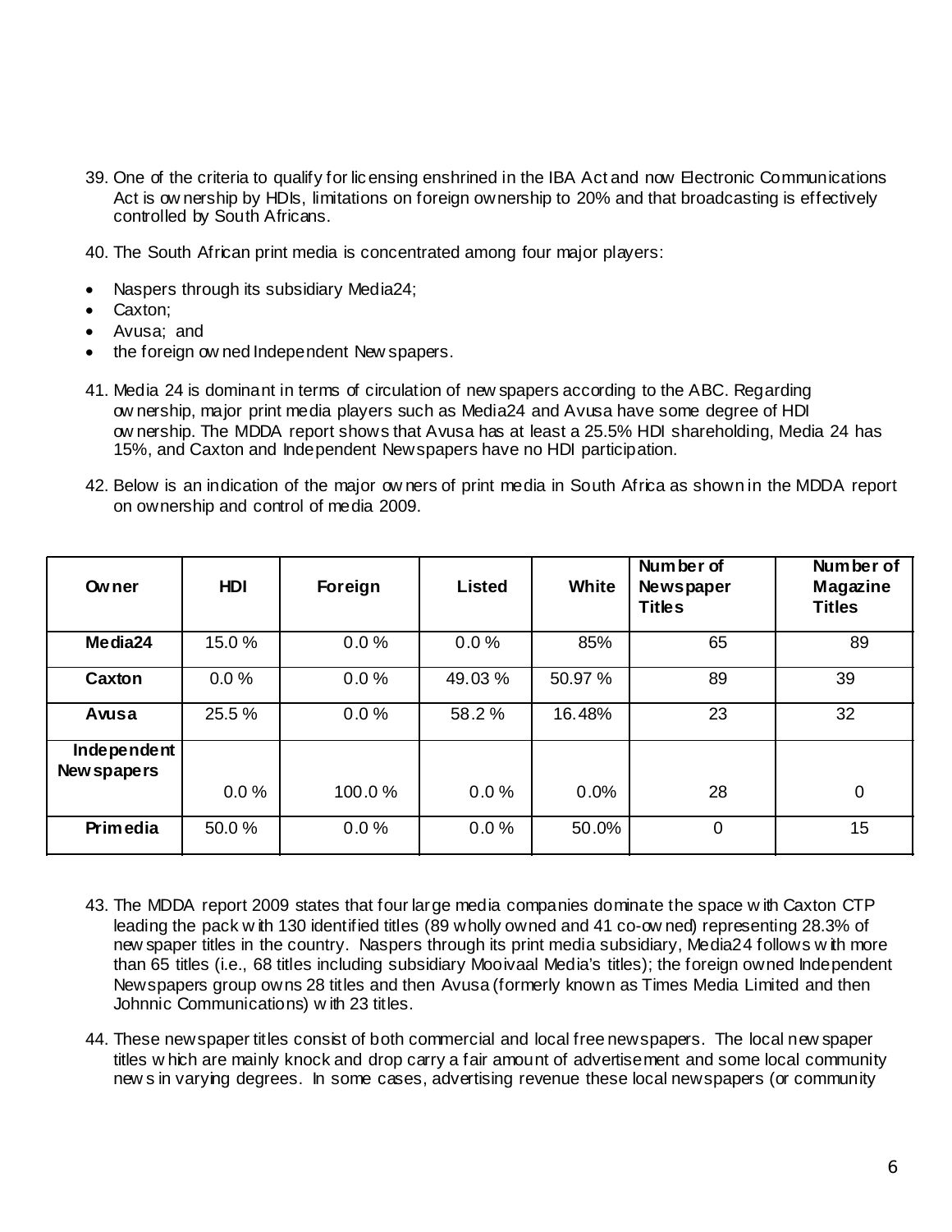39. One of the criteria to qualify for licensing enshrined in the IBA Act and now Electronic Communications Act is ownership by HDIs, limitations on foreign ownership to 20% and that broadcasting is effectively controlled by South Africans.

40. The South African print media is concentrated among four major players:

- Naspers through its subsidiary Media24;
- Caxton;
- Avusa; and
- the foreign owned Independent Newspapers.

41. Media 24 is dominant in terms of circulation of newspapers according to the ABC. Regarding ownership, major print media players such as Media24 and Avusa have some degree of HDI ownership. The MDDA report shows that Avusa has at least a 25.5% HDI shareholding, Media 24 has 15%, and Caxton and Independent Newspapers have no HDI participation.

42. Below is an indication of the major owners of print media in South Africa as shown in the MDDA report on ownership and control of media 2009.

| Owner | HDI | Foreign | Listed | White | Number of Newspaper Titles | Number of Magazine Titles |
|---|---|---|---|---|---|---|
| **Media24** | 15.0 % | 0.0 % | 0.0 % | 85% | 65 | 89 |
| **Caxton** | 0.0 % | 0.0 % | 49.03 % | 50.97 % | 89 | 39 |
| **Avusa** | 25.5 % | 0.0 % | 58.2 % | 16.48% | 23 | 32 |
| **Independent Newspapers** | 0.0 % | 100.0 % | 0.0 % | 0.0% | 28 | 0 |
| **Primedia** | 50.0 % | 0.0 % | 0.0 % | 50.0% | 0 | 15 |

43. The MDDA report 2009 states that four large media companies dominate the space with Caxton CTP leading the pack with 130 identified titles (89 wholly owned and 41 co-owned) representing 28.3% of newspaper titles in the country. Naspers through its print media subsidiary, Media24 follows with more than 65 titles (i.e., 68 titles including subsidiary Mooivaal Media's titles); the foreign owned Independent Newspapers group owns 28 titles and then Avusa (formerly known as Times Media Limited and then Johnnic Communications) with 23 titles.

44. These newspaper titles consist of both commercial and local free newspapers. The local newspaper titles which are mainly knock and drop carry a fair amount of advertisement and some local community news in varying degrees. In some cases, advertising revenue these local newspapers (or community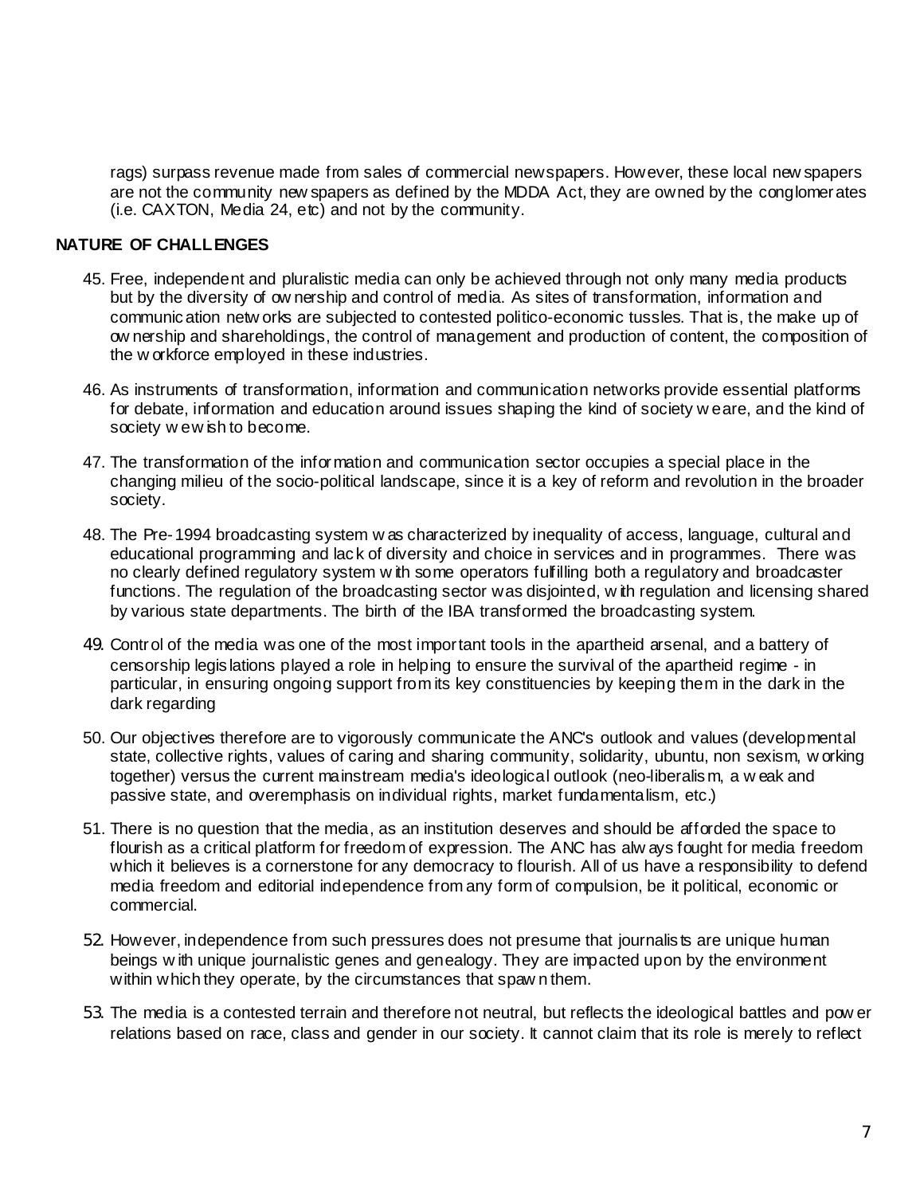rags) surpass revenue made from sales of commercial newspapers. However, these local newspapers are not the community newspapers as defined by the MDDA Act, they are owned by the conglomerates (i.e. CAXTON, Media 24, etc) and not by the community.

**NATURE OF CHALLENGES**

45. Free, independent and pluralistic media can only be achieved through not only many media products but by the diversity of ownership and control of media. As sites of transformation, information and communication networks are subjected to contested politico-economic tussles. That is, the make up of ownership and shareholdings, the control of management and production of content, the composition of the workforce employed in these industries.

46. As instruments of transformation, information and communication networks provide essential platforms for debate, information and education around issues shaping the kind of society we are, and the kind of society we wish to become.

47. The transformation of the information and communication sector occupies a special place in the changing milieu of the socio-political landscape, since it is a key of reform and revolution in the broader society.

48. The Pre-1994 broadcasting system was characterized by inequality of access, language, cultural and educational programming and lack of diversity and choice in services and in programmes. There was no clearly defined regulatory system with some operators fulfilling both a regulatory and broadcaster functions. The regulation of the broadcasting sector was disjointed, with regulation and licensing shared by various state departments. The birth of the IBA transformed the broadcasting system.

49. Control of the media was one of the most important tools in the apartheid arsenal, and a battery of censorship legislations played a role in helping to ensure the survival of the apartheid regime - in particular, in ensuring ongoing support from its key constituencies by keeping them in the dark in the dark regarding

50. Our objectives therefore are to vigorously communicate the ANC's outlook and values (developmental state, collective rights, values of caring and sharing community, solidarity, ubuntu, non sexism, working together) versus the current mainstream media's ideological outlook (neo-liberalism, a weak and passive state, and overemphasis on individual rights, market fundamentalism, etc.)

51. There is no question that the media, as an institution deserves and should be afforded the space to flourish as a critical platform for freedom of expression. The ANC has always fought for media freedom which it believes is a cornerstone for any democracy to flourish. All of us have a responsibility to defend media freedom and editorial independence from any form of compulsion, be it political, economic or commercial.

52. However, independence from such pressures does not presume that journalists are unique human beings with unique journalistic genes and genealogy. They are impacted upon by the environment within which they operate, by the circumstances that spawn them.

53. The media is a contested terrain and therefore not neutral, but reflects the ideological battles and power relations based on race, class and gender in our society. It cannot claim that its role is merely to reflect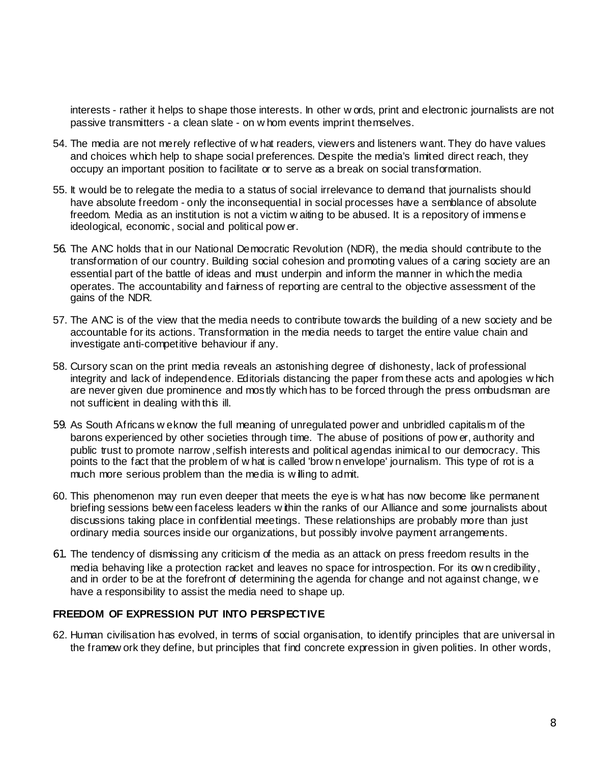interests - rather it helps to shape those interests. In other words, print and electronic journalists are not passive transmitters - a clean slate - on whom events imprint themselves.

54. The media are not merely reflective of what readers, viewers and listeners want. They do have values and choices which help to shape social preferences. Despite the media's limited direct reach, they occupy an important position to facilitate or to serve as a break on social transformation.

55. It would be to relegate the media to a status of social irrelevance to demand that journalists should have absolute freedom - only the inconsequential in social processes have a semblance of absolute freedom. Media as an institution is not a victim waiting to be abused. It is a repository of immense ideological, economic, social and political power.

56. The ANC holds that in our National Democratic Revolution (NDR), the media should contribute to the transformation of our country. Building social cohesion and promoting values of a caring society are an essential part of the battle of ideas and must underpin and inform the manner in which the media operates. The accountability and fairness of reporting are central to the objective assessment of the gains of the NDR.

57. The ANC is of the view that the media needs to contribute towards the building of a new society and be accountable for its actions. Transformation in the media needs to target the entire value chain and investigate anti-competitive behaviour if any.

58. Cursory scan on the print media reveals an astonishing degree of dishonesty, lack of professional integrity and lack of independence. Editorials distancing the paper from these acts and apologies which are never given due prominence and mostly which has to be forced through the press ombudsman are not sufficient in dealing with this ill.

59. As South Africans we know the full meaning of unregulated power and unbridled capitalism of the barons experienced by other societies through time. The abuse of positions of power, authority and public trust to promote narrow ,selfish interests and political agendas inimical to our democracy. This points to the fact that the problem of what is called 'brown envelope' journalism. This type of rot is a much more serious problem than the media is willing to admit.

60. This phenomenon may run even deeper that meets the eye is what has now become like permanent briefing sessions between faceless leaders within the ranks of our Alliance and some journalists about discussions taking place in confidential meetings. These relationships are probably more than just ordinary media sources inside our organizations, but possibly involve payment arrangements.

61. The tendency of dismissing any criticism of the media as an attack on press freedom results in the media behaving like a protection racket and leaves no space for introspection. For its own credibility, and in order to be at the forefront of determining the agenda for change and not against change, we have a responsibility to assist the media need to shape up.

**FREEDOM OF EXPRESSION PUT INTO PERSPECTIVE**

62. Human civilisation has evolved, in terms of social organisation, to identify principles that are universal in the framework they define, but principles that find concrete expression in given polities. In other words,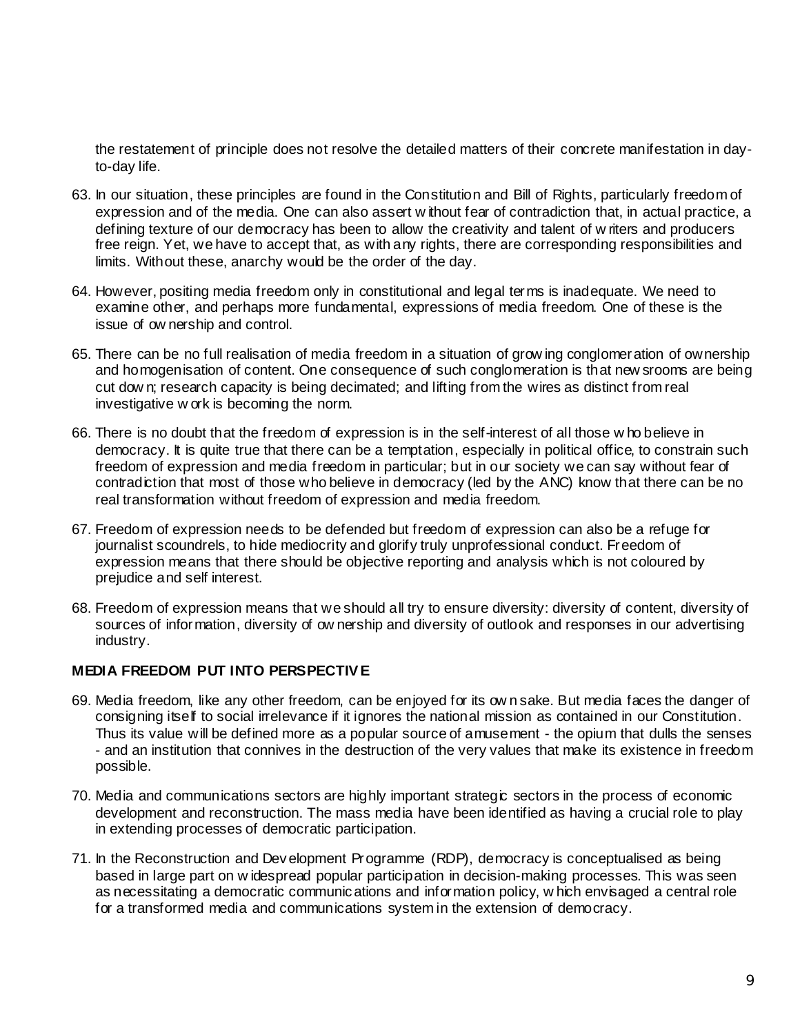the restatement of principle does not resolve the detailed matters of their concrete manifestation in day-to-day life.

63. In our situation, these principles are found in the Constitution and Bill of Rights, particularly freedom of expression and of the media. One can also assert without fear of contradiction that, in actual practice, a defining texture of our democracy has been to allow the creativity and talent of writers and producers free reign. Yet, we have to accept that, as with any rights, there are corresponding responsibilities and limits. Without these, anarchy would be the order of the day.

64. However, positing media freedom only in constitutional and legal terms is inadequate. We need to examine other, and perhaps more fundamental, expressions of media freedom. One of these is the issue of ownership and control.

65. There can be no full realisation of media freedom in a situation of growing conglomeration of ownership and homogenisation of content. One consequence of such conglomeration is that newsrooms are being cut down; research capacity is being decimated; and lifting from the wires as distinct from real investigative work is becoming the norm.

66. There is no doubt that the freedom of expression is in the self-interest of all those who believe in democracy. It is quite true that there can be a temptation, especially in political office, to constrain such freedom of expression and media freedom in particular; but in our society we can say without fear of contradiction that most of those who believe in democracy (led by the ANC) know that there can be no real transformation without freedom of expression and media freedom.

67. Freedom of expression needs to be defended but freedom of expression can also be a refuge for journalist scoundrels, to hide mediocrity and glorify truly unprofessional conduct. Freedom of expression means that there should be objective reporting and analysis which is not coloured by prejudice and self interest.

68. Freedom of expression means that we should all try to ensure diversity: diversity of content, diversity of sources of information, diversity of ownership and diversity of outlook and responses in our advertising industry.

**MEDIA FREEDOM PUT INTO PERSPECTIVE**

69. Media freedom, like any other freedom, can be enjoyed for its own sake. But media faces the danger of consigning itself to social irrelevance if it ignores the national mission as contained in our Constitution. Thus its value will be defined more as a popular source of amusement - the opium that dulls the senses - and an institution that connives in the destruction of the very values that make its existence in freedom possible.

70. Media and communications sectors are highly important strategic sectors in the process of economic development and reconstruction. The mass media have been identified as having a crucial role to play in extending processes of democratic participation.

71. In the Reconstruction and Development Programme (RDP), democracy is conceptualised as being based in large part on widespread popular participation in decision-making processes. This was seen as necessitating a democratic communications and information policy, which envisaged a central role for a transformed media and communications system in the extension of democracy.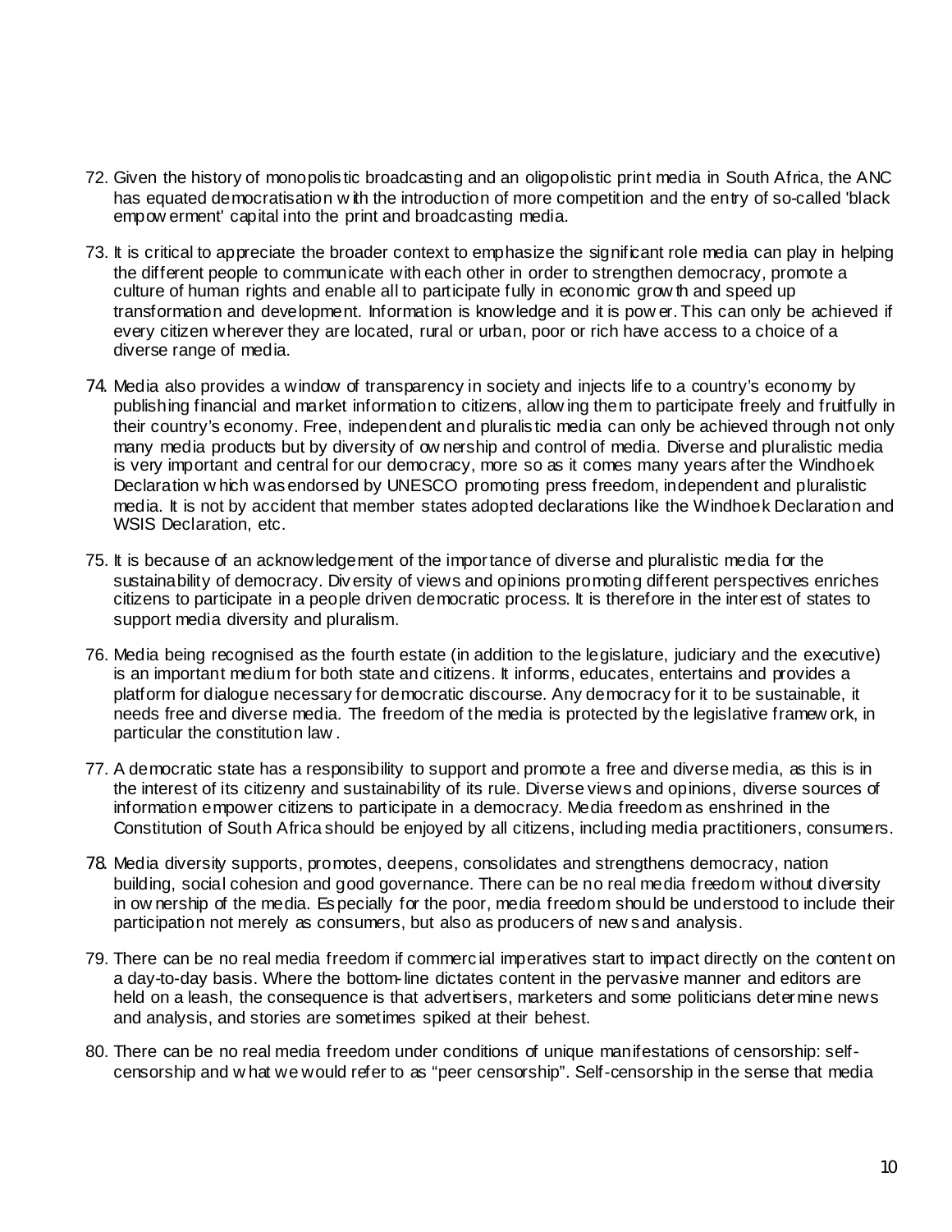72. Given the history of monopolistic broadcasting and an oligopolistic print media in South Africa, the ANC has equated democratisation with the introduction of more competition and the entry of so-called 'black empowerment' capital into the print and broadcasting media.

73. It is critical to appreciate the broader context to emphasize the significant role media can play in helping the different people to communicate with each other in order to strengthen democracy, promote a culture of human rights and enable all to participate fully in economic growth and speed up transformation and development. Information is knowledge and it is power. This can only be achieved if every citizen wherever they are located, rural or urban, poor or rich have access to a choice of a diverse range of media.

74. Media also provides a window of transparency in society and injects life to a country's economy by publishing financial and market information to citizens, allowing them to participate freely and fruitfully in their country's economy. Free, independent and pluralistic media can only be achieved through not only many media products but by diversity of ownership and control of media. Diverse and pluralistic media is very important and central for our democracy, more so as it comes many years after the Windhoek Declaration which was endorsed by UNESCO promoting press freedom, independent and pluralistic media. It is not by accident that member states adopted declarations like the Windhoek Declaration and WSIS Declaration, etc.

75. It is because of an acknowledgement of the importance of diverse and pluralistic media for the sustainability of democracy. Diversity of views and opinions promoting different perspectives enriches citizens to participate in a people driven democratic process. It is therefore in the interest of states to support media diversity and pluralism.

76. Media being recognised as the fourth estate (in addition to the legislature, judiciary and the executive) is an important medium for both state and citizens. It informs, educates, entertains and provides a platform for dialogue necessary for democratic discourse. Any democracy for it to be sustainable, it needs free and diverse media. The freedom of the media is protected by the legislative framework, in particular the constitution law.

77. A democratic state has a responsibility to support and promote a free and diverse media, as this is in the interest of its citizenry and sustainability of its rule. Diverse views and opinions, diverse sources of information empower citizens to participate in a democracy. Media freedom as enshrined in the Constitution of South Africa should be enjoyed by all citizens, including media practitioners, consumers.

78. Media diversity supports, promotes, deepens, consolidates and strengthens democracy, nation building, social cohesion and good governance. There can be no real media freedom without diversity in ownership of the media. Especially for the poor, media freedom should be understood to include their participation not merely as consumers, but also as producers of news and analysis.

79. There can be no real media freedom if commercial imperatives start to impact directly on the content on a day-to-day basis. Where the bottom-line dictates content in the pervasive manner and editors are held on a leash, the consequence is that advertisers, marketers and some politicians determine news and analysis, and stories are sometimes spiked at their behest.

80. There can be no real media freedom under conditions of unique manifestations of censorship: self-censorship and what we would refer to as "peer censorship". Self-censorship in the sense that media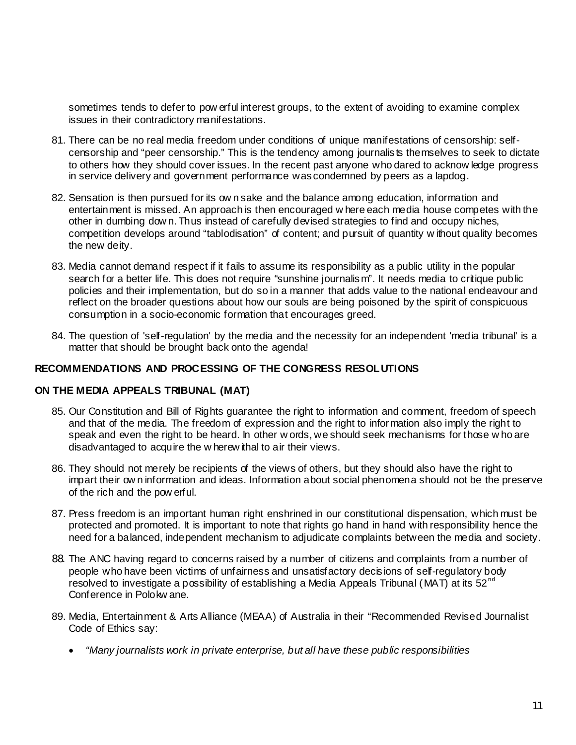sometimes tends to defer to powerful interest groups, to the extent of avoiding to examine complex issues in their contradictory manifestations.

81. There can be no real media freedom under conditions of unique manifestations of censorship: self-censorship and "peer censorship." This is the tendency among journalists themselves to seek to dictate to others how they should cover issues. In the recent past anyone who dared to acknowledge progress in service delivery and government performance was condemned by peers as a lapdog.

82. Sensation is then pursued for its own sake and the balance among education, information and entertainment is missed. An approach is then encouraged where each media house competes with the other in dumbing down. Thus instead of carefully devised strategies to find and occupy niches, competition develops around "tablodisation" of content; and pursuit of quantity without quality becomes the new deity.

83. Media cannot demand respect if it fails to assume its responsibility as a public utility in the popular search for a better life. This does not require "sunshine journalism". It needs media to critique public policies and their implementation, but do so in a manner that adds value to the national endeavour and reflect on the broader questions about how our souls are being poisoned by the spirit of conspicuous consumption in a socio-economic formation that encourages greed.

84. The question of 'self-regulation' by the media and the necessity for an independent 'media tribunal' is a matter that should be brought back onto the agenda!

**RECOMMENDATIONS AND PROCESSING OF THE CONGRESS RESOLUTIONS**

**ON THE MEDIA APPEALS TRIBUNAL (MAT)**

85. Our Constitution and Bill of Rights guarantee the right to information and comment, freedom of speech and that of the media. The freedom of expression and the right to information also imply the right to speak and even the right to be heard. In other words, we should seek mechanisms for those who are disadvantaged to acquire the wherewithal to air their views.

86. They should not merely be recipients of the views of others, but they should also have the right to impart their own information and ideas. Information about social phenomena should not be the preserve of the rich and the powerful.

87. Press freedom is an important human right enshrined in our constitutional dispensation, which must be protected and promoted. It is important to note that rights go hand in hand with responsibility hence the need for a balanced, independent mechanism to adjudicate complaints between the media and society.

88. The ANC having regard to concerns raised by a number of citizens and complaints from a number of people who have been victims of unfairness and unsatisfactory decisions of self-regulatory body resolved to investigate a possibility of establishing a Media Appeals Tribunal (MAT) at its 52nd Conference in Polokwane.

89. Media, Entertainment & Arts Alliance (MEAA) of Australia in their "Recommended Revised Journalist Code of Ethics say:

    - *"Many journalists work in private enterprise, but all have these public responsibilities*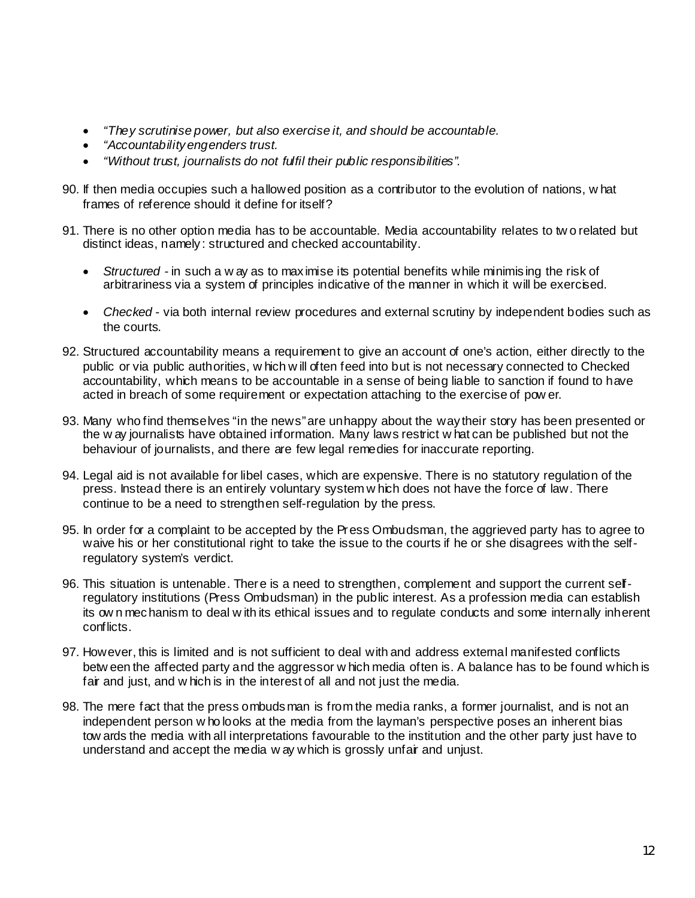- *"They scrutinise power, but also exercise it, and should be accountable.*
- *"Accountability engenders trust.*
- *"Without trust, journalists do not fulfil their public responsibilities".*

90. If then media occupies such a hallowed position as a contributor to the evolution of nations, what frames of reference should it define for itself?

91. There is no other option media has to be accountable. Media accountability relates to two related but distinct ideas, namely: structured and checked accountability.

    - *Structured* - in such a way as to maximise its potential benefits while minimising the risk of arbitrariness via a system of principles indicative of the manner in which it will be exercised.

    - *Checked* - via both internal review procedures and external scrutiny by independent bodies such as the courts.

92. Structured accountability means a requirement to give an account of one's action, either directly to the public or via public authorities, which will often feed into but is not necessary connected to Checked accountability, which means to be accountable in a sense of being liable to sanction if found to have acted in breach of some requirement or expectation attaching to the exercise of power.

93. Many who find themselves "in the news" are unhappy about the way their story has been presented or the way journalists have obtained information. Many laws restrict what can be published but not the behaviour of journalists, and there are few legal remedies for inaccurate reporting.

94. Legal aid is not available for libel cases, which are expensive. There is no statutory regulation of the press. Instead there is an entirely voluntary system which does not have the force of law. There continue to be a need to strengthen self-regulation by the press.

95. In order for a complaint to be accepted by the Press Ombudsman, the aggrieved party has to agree to waive his or her constitutional right to take the issue to the courts if he or she disagrees with the self-regulatory system's verdict.

96. This situation is untenable. There is a need to strengthen, complement and support the current self-regulatory institutions (Press Ombudsman) in the public interest. As a profession media can establish its own mechanism to deal with its ethical issues and to regulate conducts and some internally inherent conflicts.

97. However, this is limited and is not sufficient to deal with and address external manifested conflicts between the affected party and the aggressor which media often is. A balance has to be found which is fair and just, and which is in the interest of all and not just the media.

98. The mere fact that the press ombudsman is from the media ranks, a former journalist, and is not an independent person who looks at the media from the layman's perspective poses an inherent bias towards the media with all interpretations favourable to the institution and the other party just have to understand and accept the media way which is grossly unfair and unjust.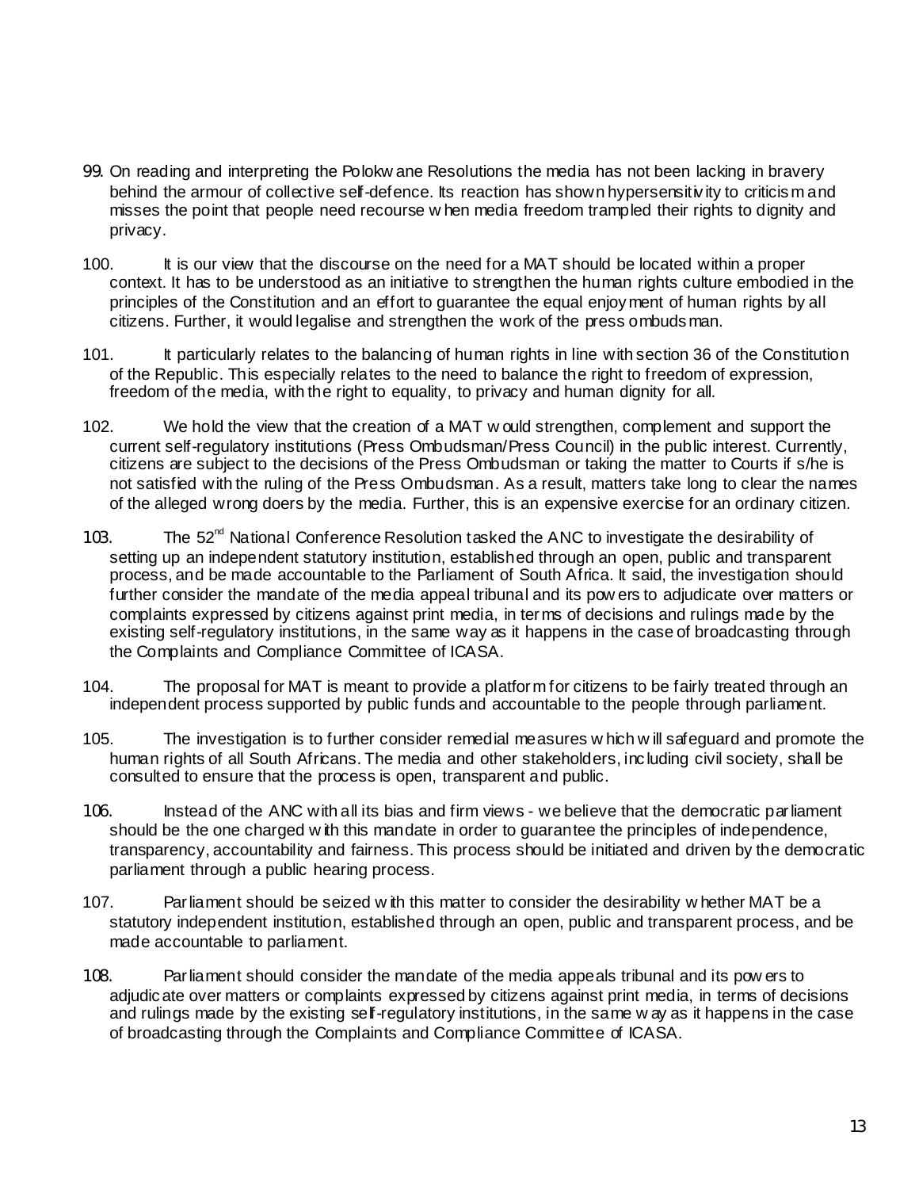99. On reading and interpreting the Polokwane Resolutions the media has not been lacking in bravery behind the armour of collective self-defence. Its reaction has shown hypersensitivity to criticism and misses the point that people need recourse when media freedom trampled their rights to dignity and privacy.

100. It is our view that the discourse on the need for a MAT should be located within a proper context. It has to be understood as an initiative to strengthen the human rights culture embodied in the principles of the Constitution and an effort to guarantee the equal enjoyment of human rights by all citizens. Further, it would legalise and strengthen the work of the press ombudsman.

101. It particularly relates to the balancing of human rights in line with section 36 of the Constitution of the Republic. This especially relates to the need to balance the right to freedom of expression, freedom of the media, with the right to equality, to privacy and human dignity for all.

102. We hold the view that the creation of a MAT would strengthen, complement and support the current self-regulatory institutions (Press Ombudsman/Press Council) in the public interest. Currently, citizens are subject to the decisions of the Press Ombudsman or taking the matter to Courts if s/he is not satisfied with the ruling of the Press Ombudsman. As a result, matters take long to clear the names of the alleged wrong doers by the media. Further, this is an expensive exercise for an ordinary citizen.

103. The 52nd National Conference Resolution tasked the ANC to investigate the desirability of setting up an independent statutory institution, established through an open, public and transparent process, and be made accountable to the Parliament of South Africa. It said, the investigation should further consider the mandate of the media appeal tribunal and its powers to adjudicate over matters or complaints expressed by citizens against print media, in terms of decisions and rulings made by the existing self-regulatory institutions, in the same way as it happens in the case of broadcasting through the Complaints and Compliance Committee of ICASA.

104. The proposal for MAT is meant to provide a platform for citizens to be fairly treated through an independent process supported by public funds and accountable to the people through parliament.

105. The investigation is to further consider remedial measures which will safeguard and promote the human rights of all South Africans. The media and other stakeholders, including civil society, shall be consulted to ensure that the process is open, transparent and public.

106. Instead of the ANC with all its bias and firm views - we believe that the democratic parliament should be the one charged with this mandate in order to guarantee the principles of independence, transparency, accountability and fairness. This process should be initiated and driven by the democratic parliament through a public hearing process.

107. Parliament should be seized with this matter to consider the desirability whether MAT be a statutory independent institution, established through an open, public and transparent process, and be made accountable to parliament.

108. Parliament should consider the mandate of the media appeals tribunal and its powers to adjudicate over matters or complaints expressed by citizens against print media, in terms of decisions and rulings made by the existing self-regulatory institutions, in the same way as it happens in the case of broadcasting through the Complaints and Compliance Committee of ICASA.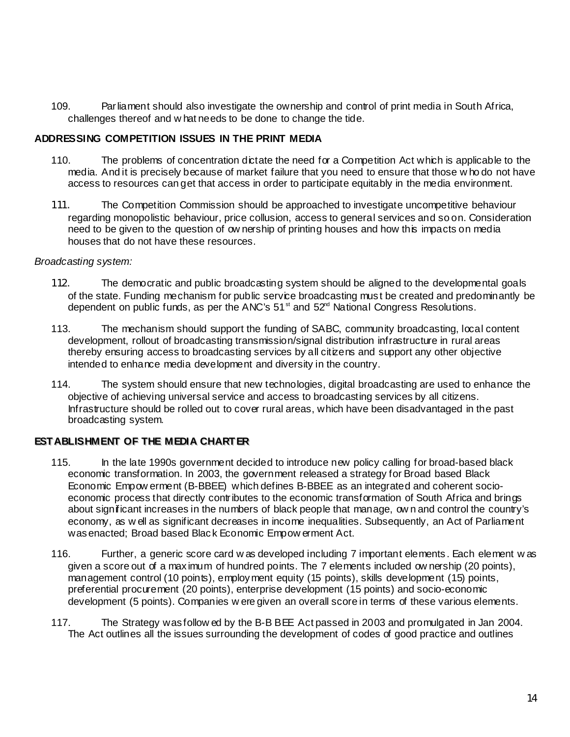109. Parliament should also investigate the ownership and control of print media in South Africa, challenges thereof and what needs to be done to change the tide.

**ADDRESSING COMPETITION ISSUES IN THE PRINT MEDIA**

110. The problems of concentration dictate the need for a Competition Act which is applicable to the media. And it is precisely because of market failure that you need to ensure that those who do not have access to resources can get that access in order to participate equitably in the media environment.

111. The Competition Commission should be approached to investigate uncompetitive behaviour regarding monopolistic behaviour, price collusion, access to general services and so on. Consideration need to be given to the question of ownership of printing houses and how this impacts on media houses that do not have these resources.

*Broadcasting system:*

112. The democratic and public broadcasting system should be aligned to the developmental goals of the state. Funding mechanism for public service broadcasting must be created and predominantly be dependent on public funds, as per the ANC's 51st and 52nd National Congress Resolutions.

113. The mechanism should support the funding of SABC, community broadcasting, local content development, rollout of broadcasting transmission/signal distribution infrastructure in rural areas thereby ensuring access to broadcasting services by all citizens and support any other objective intended to enhance media development and diversity in the country.

114. The system should ensure that new technologies, digital broadcasting are used to enhance the objective of achieving universal service and access to broadcasting services by all citizens. Infrastructure should be rolled out to cover rural areas, which have been disadvantaged in the past broadcasting system.

**ESTABLISHMENT OF THE MEDIA CHARTER**

115. In the late 1990s government decided to introduce new policy calling for broad-based black economic transformation. In 2003, the government released a strategy for Broad based Black Economic Empowerment (B-BBEE) which defines B-BBEE as an integrated and coherent socio-economic process that directly contributes to the economic transformation of South Africa and brings about significant increases in the numbers of black people that manage, own and control the country's economy, as well as significant decreases in income inequalities. Subsequently, an Act of Parliament was enacted; Broad based Black Economic Empowerment Act.

116. Further, a generic score card was developed including 7 important elements. Each element was given a score out of a maximum of hundred points. The 7 elements included ownership (20 points), management control (10 points), employment equity (15 points), skills development (15) points, preferential procurement (20 points), enterprise development (15 points) and socio-economic development (5 points). Companies were given an overall score in terms of these various elements.

117. The Strategy was followed by the B-B BEE Act passed in 2003 and promulgated in Jan 2004. The Act outlines all the issues surrounding the development of codes of good practice and outlines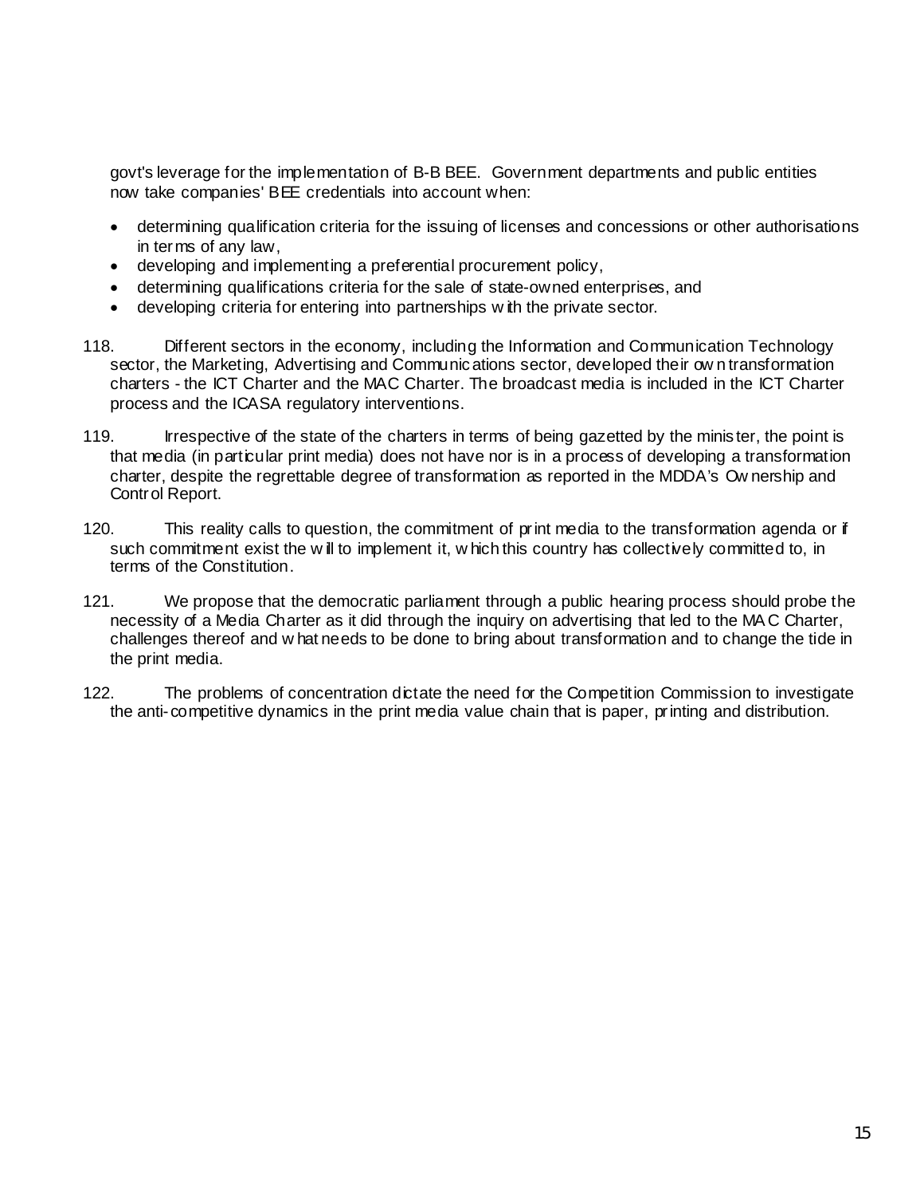govt's leverage for the implementation of B-B BEE. Government departments and public entities now take companies' BEE credentials into account when:

- determining qualification criteria for the issuing of licenses and concessions or other authorisations in terms of any law,
- developing and implementing a preferential procurement policy,
- determining qualifications criteria for the sale of state-owned enterprises, and
- developing criteria for entering into partnerships with the private sector.

118. Different sectors in the economy, including the Information and Communication Technology sector, the Marketing, Advertising and Communications sector, developed their own transformation charters - the ICT Charter and the MAC Charter. The broadcast media is included in the ICT Charter process and the ICASA regulatory interventions.

119. Irrespective of the state of the charters in terms of being gazetted by the minister, the point is that media (in particular print media) does not have nor is in a process of developing a transformation charter, despite the regrettable degree of transformation as reported in the MDDA's Ownership and Control Report.

120. This reality calls to question, the commitment of print media to the transformation agenda or if such commitment exist the will to implement it, which this country has collectively committed to, in terms of the Constitution.

121. We propose that the democratic parliament through a public hearing process should probe the necessity of a Media Charter as it did through the inquiry on advertising that led to the MAC Charter, challenges thereof and what needs to be done to bring about transformation and to change the tide in the print media.

122. The problems of concentration dictate the need for the Competition Commission to investigate the anti-competitive dynamics in the print media value chain that is paper, printing and distribution.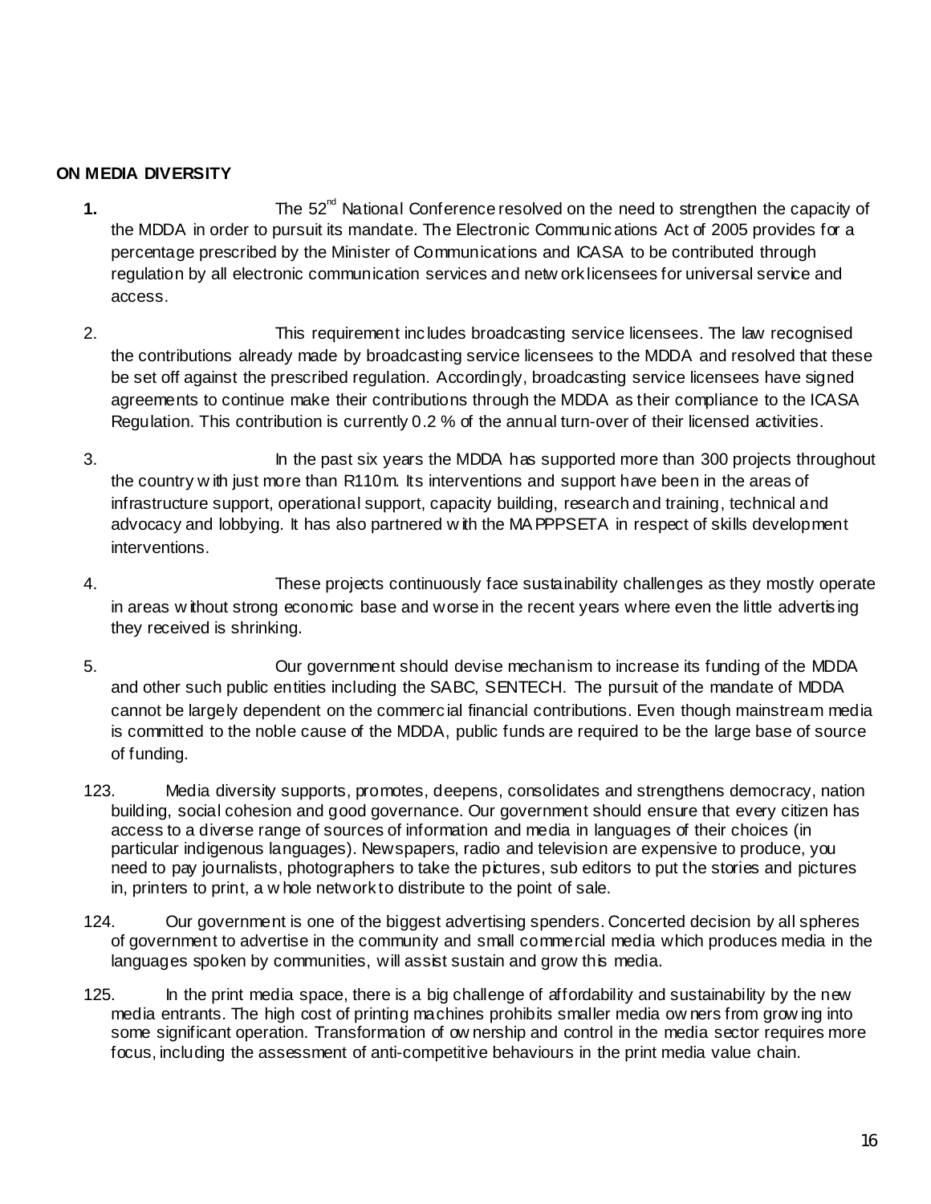**ON MEDIA DIVERSITY**

1. The 52nd National Conference resolved on the need to strengthen the capacity of the MDDA in order to pursuit its mandate. The Electronic Communications Act of 2005 provides for a percentage prescribed by the Minister of Communications and ICASA to be contributed through regulation by all electronic communication services and network licensees for universal service and access.

2. This requirement includes broadcasting service licensees. The law recognised the contributions already made by broadcasting service licensees to the MDDA and resolved that these be set off against the prescribed regulation. Accordingly, broadcasting service licensees have signed agreements to continue make their contributions through the MDDA as their compliance to the ICASA Regulation. This contribution is currently 0.2 % of the annual turn-over of their licensed activities.

3. In the past six years the MDDA has supported more than 300 projects throughout the country with just more than R110m. Its interventions and support have been in the areas of infrastructure support, operational support, capacity building, research and training, technical and advocacy and lobbying. It has also partnered with the MAPPPSETA in respect of skills development interventions.

4. These projects continuously face sustainability challenges as they mostly operate in areas without strong economic base and worse in the recent years where even the little advertising they received is shrinking.

5. Our government should devise mechanism to increase its funding of the MDDA and other such public entities including the SABC, SENTECH. The pursuit of the mandate of MDDA cannot be largely dependent on the commercial financial contributions. Even though mainstream media is committed to the noble cause of the MDDA, public funds are required to be the large base of source of funding.

123. Media diversity supports, promotes, deepens, consolidates and strengthens democracy, nation building, social cohesion and good governance. Our government should ensure that every citizen has access to a diverse range of sources of information and media in languages of their choices (in particular indigenous languages). Newspapers, radio and television are expensive to produce, you need to pay journalists, photographers to take the pictures, sub editors to put the stories and pictures in, printers to print, a whole network to distribute to the point of sale.

124. Our government is one of the biggest advertising spenders. Concerted decision by all spheres of government to advertise in the community and small commercial media which produces media in the languages spoken by communities, will assist sustain and grow this media.

125. In the print media space, there is a big challenge of affordability and sustainability by the new media entrants. The high cost of printing machines prohibits smaller media owners from growing into some significant operation. Transformation of ownership and control in the media sector requires more focus, including the assessment of anti-competitive behaviours in the print media value chain.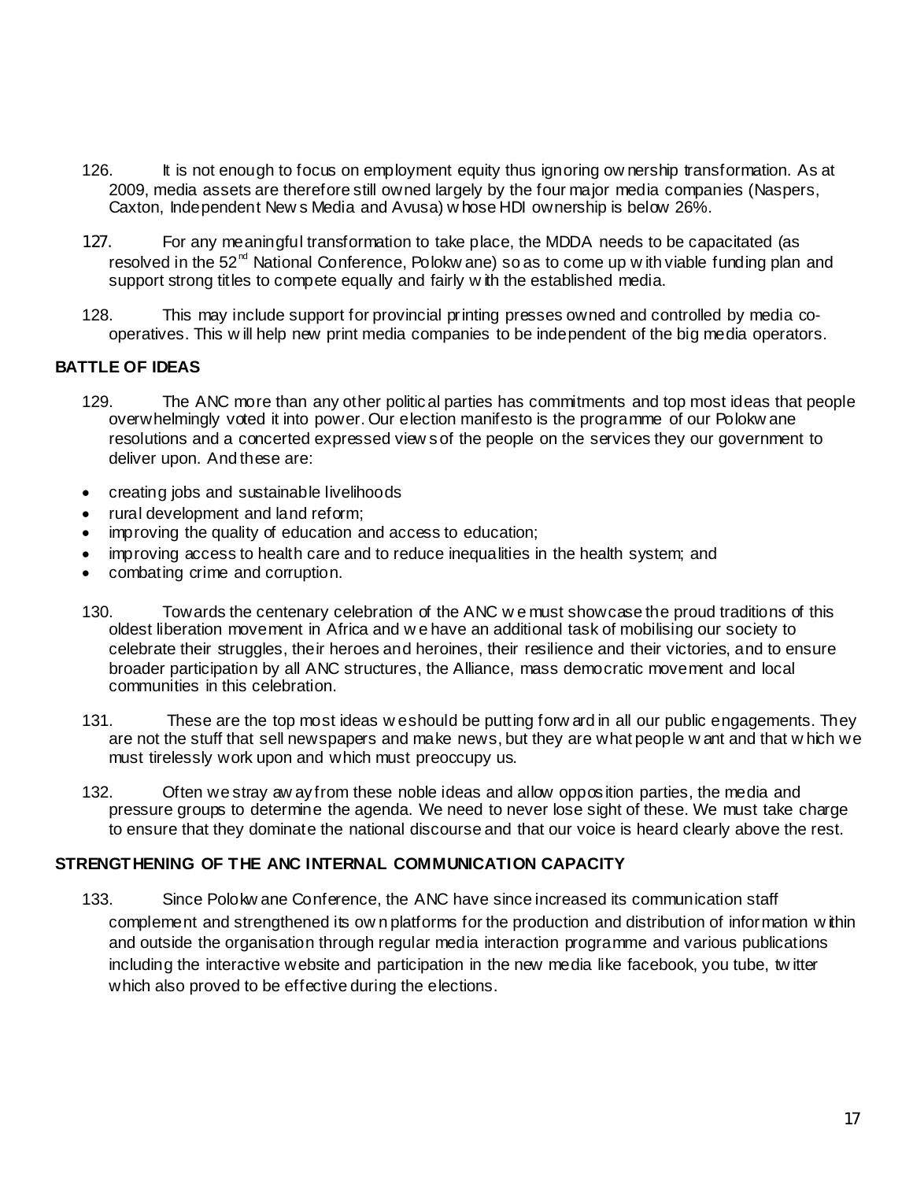126. It is not enough to focus on employment equity thus ignoring ownership transformation. As at 2009, media assets are therefore still owned largely by the four major media companies (Naspers, Caxton, Independent News Media and Avusa) whose HDI ownership is below 26%.

127. For any meaningful transformation to take place, the MDDA needs to be capacitated (as resolved in the 52nd National Conference, Polokwane) so as to come up with viable funding plan and support strong titles to compete equally and fairly with the established media.

128. This may include support for provincial printing presses owned and controlled by media co-operatives. This will help new print media companies to be independent of the big media operators.

**BATTLE OF IDEAS**

129. The ANC more than any other political parties has commitments and top most ideas that people overwhelmingly voted it into power. Our election manifesto is the programme of our Polokwane resolutions and a concerted expressed views of the people on the services they our government to deliver upon. And these are:

- creating jobs and sustainable livelihoods
- rural development and land reform;
- improving the quality of education and access to education;
- improving access to health care and to reduce inequalities in the health system; and
- combating crime and corruption.

130. Towards the centenary celebration of the ANC we must showcase the proud traditions of this oldest liberation movement in Africa and we have an additional task of mobilising our society to celebrate their struggles, their heroes and heroines, their resilience and their victories, and to ensure broader participation by all ANC structures, the Alliance, mass democratic movement and local communities in this celebration.

131. These are the top most ideas we should be putting forward in all our public engagements. They are not the stuff that sell newspapers and make news, but they are what people want and that which we must tirelessly work upon and which must preoccupy us.

132. Often we stray away from these noble ideas and allow opposition parties, the media and pressure groups to determine the agenda. We need to never lose sight of these. We must take charge to ensure that they dominate the national discourse and that our voice is heard clearly above the rest.

**STRENGTHENING OF THE ANC INTERNAL COMMUNICATION CAPACITY**

133. Since Polokwane Conference, the ANC have since increased its communication staff complement and strengthened its own platforms for the production and distribution of information within and outside the organisation through regular media interaction programme and various publications including the interactive website and participation in the new media like facebook, you tube, twitter which also proved to be effective during the elections.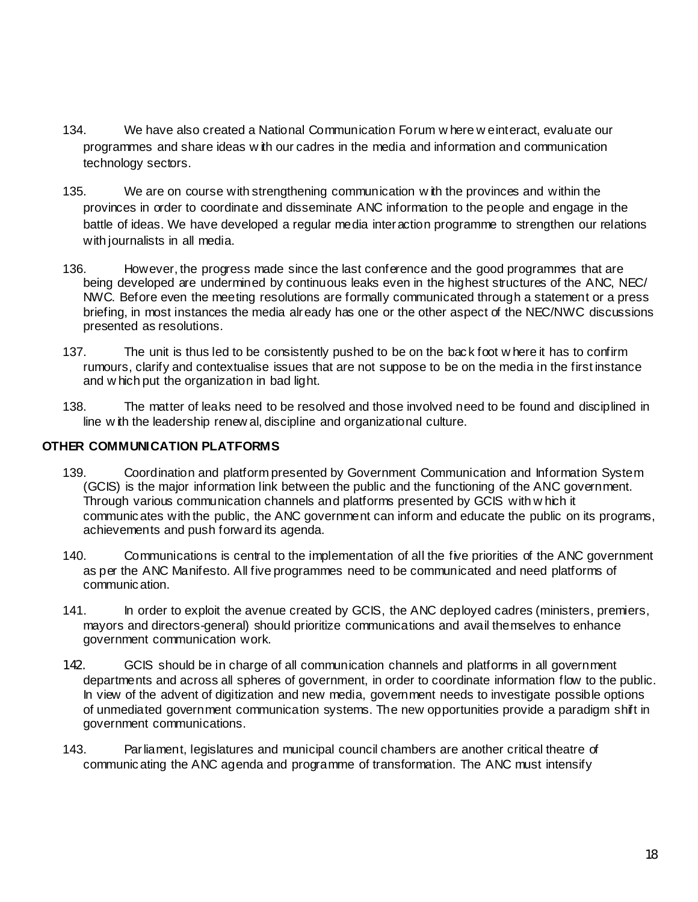134. We have also created a National Communication Forum where we interact, evaluate our programmes and share ideas with our cadres in the media and information and communication technology sectors.

135. We are on course with strengthening communication with the provinces and within the provinces in order to coordinate and disseminate ANC information to the people and engage in the battle of ideas. We have developed a regular media interaction programme to strengthen our relations with journalists in all media.

136. However, the progress made since the last conference and the good programmes that are being developed are undermined by continuous leaks even in the highest structures of the ANC, NEC/ NWC. Before even the meeting resolutions are formally communicated through a statement or a press briefing, in most instances the media already has one or the other aspect of the NEC/NWC discussions presented as resolutions.

137. The unit is thus led to be consistently pushed to be on the back foot where it has to confirm rumours, clarify and contextualise issues that are not suppose to be on the media in the first instance and which put the organization in bad light.

138. The matter of leaks need to be resolved and those involved need to be found and disciplined in line with the leadership renewal, discipline and organizational culture.

**OTHER COMMUNICATION PLATFORMS**

139. Coordination and platform presented by Government Communication and Information System (GCIS) is the major information link between the public and the functioning of the ANC government. Through various communication channels and platforms presented by GCIS with which it communicates with the public, the ANC government can inform and educate the public on its programs, achievements and push forward its agenda.

140. Communications is central to the implementation of all the five priorities of the ANC government as per the ANC Manifesto. All five programmes need to be communicated and need platforms of communication.

141. In order to exploit the avenue created by GCIS, the ANC deployed cadres (ministers, premiers, mayors and directors-general) should prioritize communications and avail themselves to enhance government communication work.

142. GCIS should be in charge of all communication channels and platforms in all government departments and across all spheres of government, in order to coordinate information flow to the public. In view of the advent of digitization and new media, government needs to investigate possible options of unmediated government communication systems. The new opportunities provide a paradigm shift in government communications.

143. Parliament, legislatures and municipal council chambers are another critical theatre of communicating the ANC agenda and programme of transformation. The ANC must intensify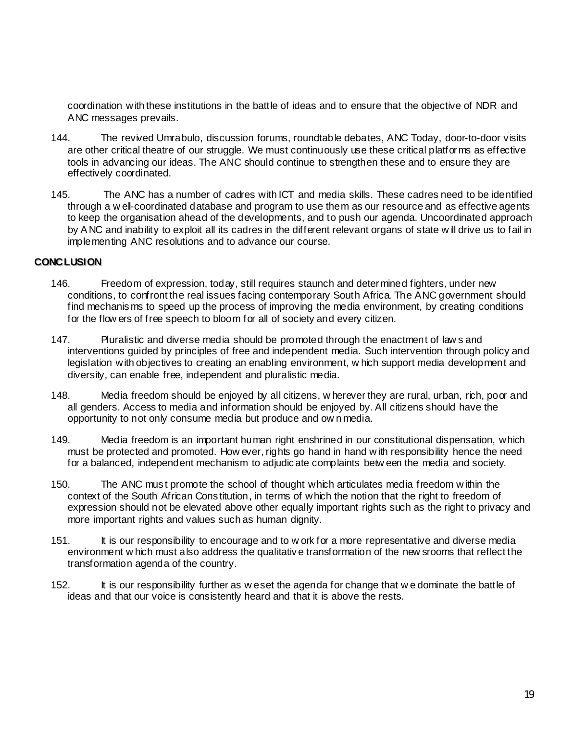coordination with these institutions in the battle of ideas and to ensure that the objective of NDR and ANC messages prevails.

144. The revived Umrabulo, discussion forums, roundtable debates, ANC Today, door-to-door visits are other critical theatre of our struggle. We must continuously use these critical platforms as effective tools in advancing our ideas. The ANC should continue to strengthen these and to ensure they are effectively coordinated.

145. The ANC has a number of cadres with ICT and media skills. These cadres need to be identified through a well-coordinated database and program to use them as our resource and as effective agents to keep the organisation ahead of the developments, and to push our agenda. Uncoordinated approach by ANC and inability to exploit all its cadres in the different relevant organs of state will drive us to fail in implementing ANC resolutions and to advance our course.

**CONCLUSION**

146. Freedom of expression, today, still requires staunch and determined fighters, under new conditions, to confront the real issues facing contemporary South Africa. The ANC government should find mechanisms to speed up the process of improving the media environment, by creating conditions for the flowers of free speech to bloom for all of society and every citizen.

147. Pluralistic and diverse media should be promoted through the enactment of laws and interventions guided by principles of free and independent media. Such intervention through policy and legislation with objectives to creating an enabling environment, which support media development and diversity, can enable free, independent and pluralistic media.

148. Media freedom should be enjoyed by all citizens, wherever they are rural, urban, rich, poor and all genders. Access to media and information should be enjoyed by. All citizens should have the opportunity to not only consume media but produce and own media.

149. Media freedom is an important human right enshrined in our constitutional dispensation, which must be protected and promoted. However, rights go hand in hand with responsibility hence the need for a balanced, independent mechanism to adjudicate complaints between the media and society.

150. The ANC must promote the school of thought which articulates media freedom within the context of the South African Constitution, in terms of which the notion that the right to freedom of expression should not be elevated above other equally important rights such as the right to privacy and more important rights and values such as human dignity.

151. It is our responsibility to encourage and to work for a more representative and diverse media environment which must also address the qualitative transformation of the newsrooms that reflect the transformation agenda of the country.

152. It is our responsibility further as we set the agenda for change that we dominate the battle of ideas and that our voice is consistently heard and that it is above the rests.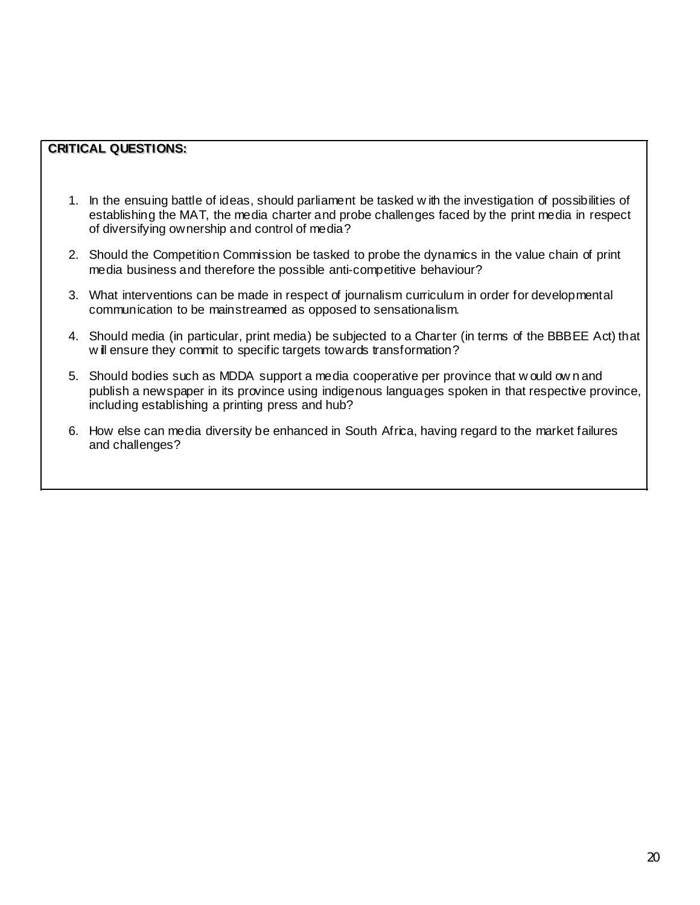**CRITICAL QUESTIONS:**

1. In the ensuing battle of ideas, should parliament be tasked with the investigation of possibilities of establishing the MAT, the media charter and probe challenges faced by the print media in respect of diversifying ownership and control of media?
2. Should the Competition Commission be tasked to probe the dynamics in the value chain of print media business and therefore the possible anti-competitive behaviour?
3. What interventions can be made in respect of journalism curriculum in order for developmental communication to be mainstreamed as opposed to sensationalism.
4. Should media (in particular, print media) be subjected to a Charter (in terms of the BBBEE Act) that will ensure they commit to specific targets towards transformation?
5. Should bodies such as MDDA support a media cooperative per province that would own and publish a newspaper in its province using indigenous languages spoken in that respective province, including establishing a printing press and hub?
6. How else can media diversity be enhanced in South Africa, having regard to the market failures and challenges?